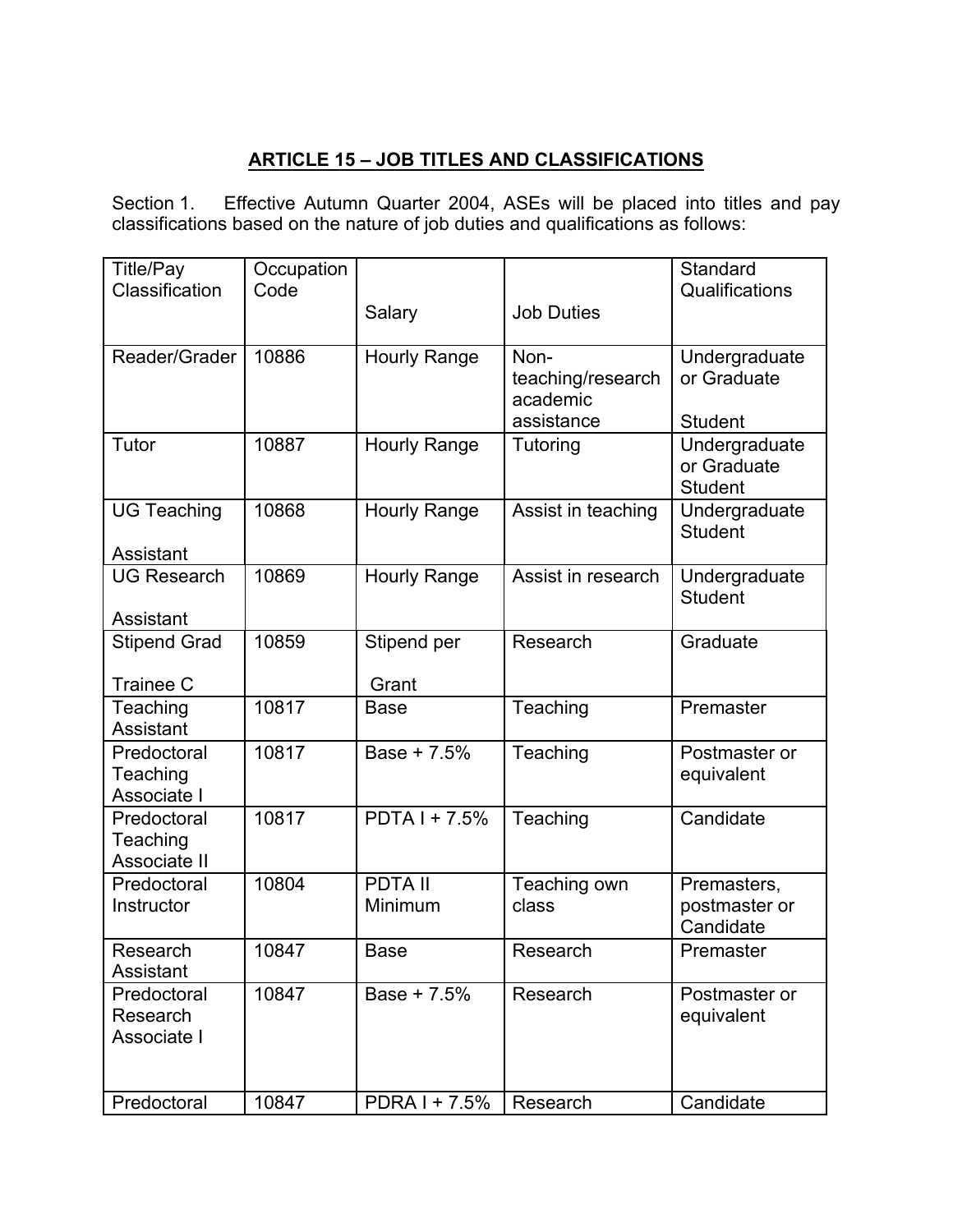## ARTICLE 15 – JOB TITLES AND CLASSIFICATIONS

Section 1. Effective Autumn Quarter 2004, ASEs will be placed into titles and pay classifications based on the nature of job duties and qualifications as follows:

| Title/Pay Classification | Occupation Code | Salary | Job Duties | Standard Qualifications |
|---|---|---|---|---|
| Reader/Grader | 10886 | Hourly Range | Non-teaching/research academic assistance | Undergraduate or Graduate Student |
| Tutor | 10887 | Hourly Range | Tutoring | Undergraduate or Graduate Student |
| UG Teaching Assistant | 10868 | Hourly Range | Assist in teaching | Undergraduate Student |
| UG Research Assistant | 10869 | Hourly Range | Assist in research | Undergraduate Student |
| Stipend Grad Trainee C | 10859 | Stipend per Grant | Research | Graduate |
| Teaching Assistant | 10817 | Base | Teaching | Premaster |
| Predoctoral Teaching Associate I | 10817 | Base + 7.5% | Teaching | Postmaster or equivalent |
| Predoctoral Teaching Associate II | 10817 | PDTA I + 7.5% | Teaching | Candidate |
| Predoctoral Instructor | 10804 | PDTA II Minimum | Teaching own class | Premasters, postmaster or Candidate |
| Research Assistant | 10847 | Base | Research | Premaster |
| Predoctoral Research Associate I | 10847 | Base + 7.5% | Research | Postmaster or equivalent |
| Predoctoral | 10847 | PDRA I + 7.5% | Research | Candidate |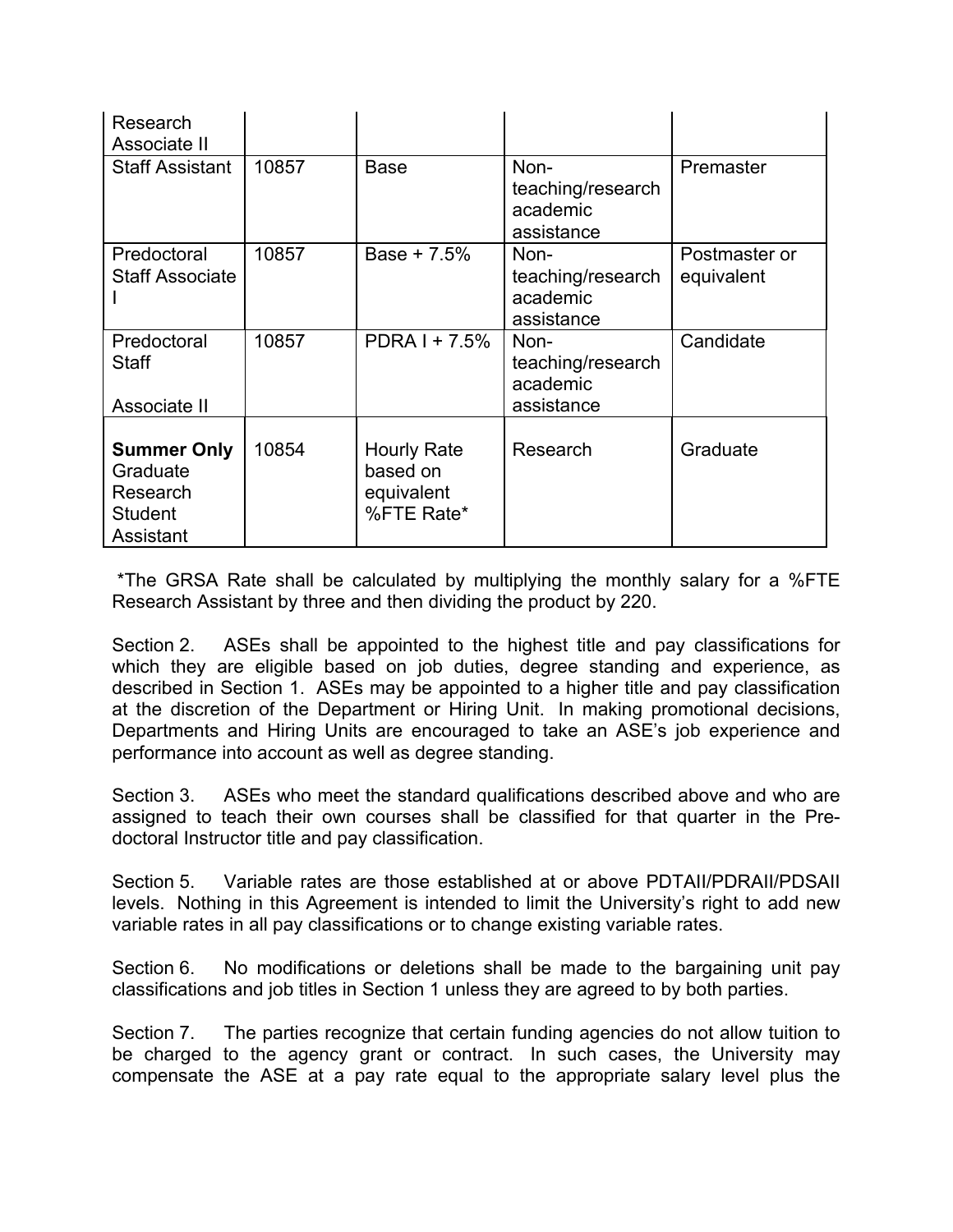| | | | | |
|---|---|---|---|---|
| Research Associate II | | | | |
| Staff Assistant | 10857 | Base | Non-teaching/research academic assistance | Premaster |
| Predoctoral Staff Associate I | 10857 | Base + 7.5% | Non-teaching/research academic assistance | Postmaster or equivalent |
| Predoctoral Staff Associate II | 10857 | PDRA I + 7.5% | Non-teaching/research academic assistance | Candidate |
| **Summer Only** Graduate Research Student Assistant | 10854 | Hourly Rate based on equivalent %FTE Rate* | Research | Graduate |

*The GRSA Rate shall be calculated by multiplying the monthly salary for a %FTE Research Assistant by three and then dividing the product by 220.

Section 2. ASEs shall be appointed to the highest title and pay classifications for which they are eligible based on job duties, degree standing and experience, as described in Section 1. ASEs may be appointed to a higher title and pay classification at the discretion of the Department or Hiring Unit. In making promotional decisions, Departments and Hiring Units are encouraged to take an ASE's job experience and performance into account as well as degree standing.

Section 3. ASEs who meet the standard qualifications described above and who are assigned to teach their own courses shall be classified for that quarter in the Pre-doctoral Instructor title and pay classification.

Section 5. Variable rates are those established at or above PDTAII/PDRAII/PDSAII levels. Nothing in this Agreement is intended to limit the University's right to add new variable rates in all pay classifications or to change existing variable rates.

Section 6. No modifications or deletions shall be made to the bargaining unit pay classifications and job titles in Section 1 unless they are agreed to by both parties.

Section 7. The parties recognize that certain funding agencies do not allow tuition to be charged to the agency grant or contract. In such cases, the University may compensate the ASE at a pay rate equal to the appropriate salary level plus the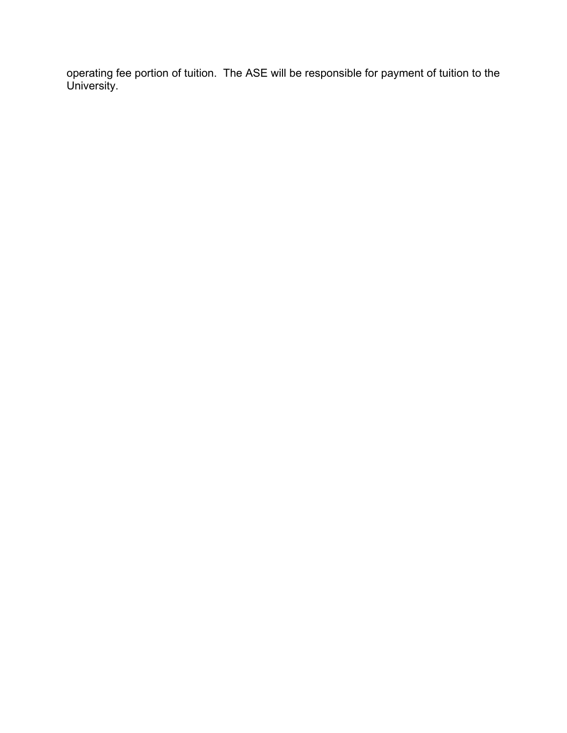operating fee portion of tuition. The ASE will be responsible for payment of tuition to the University.